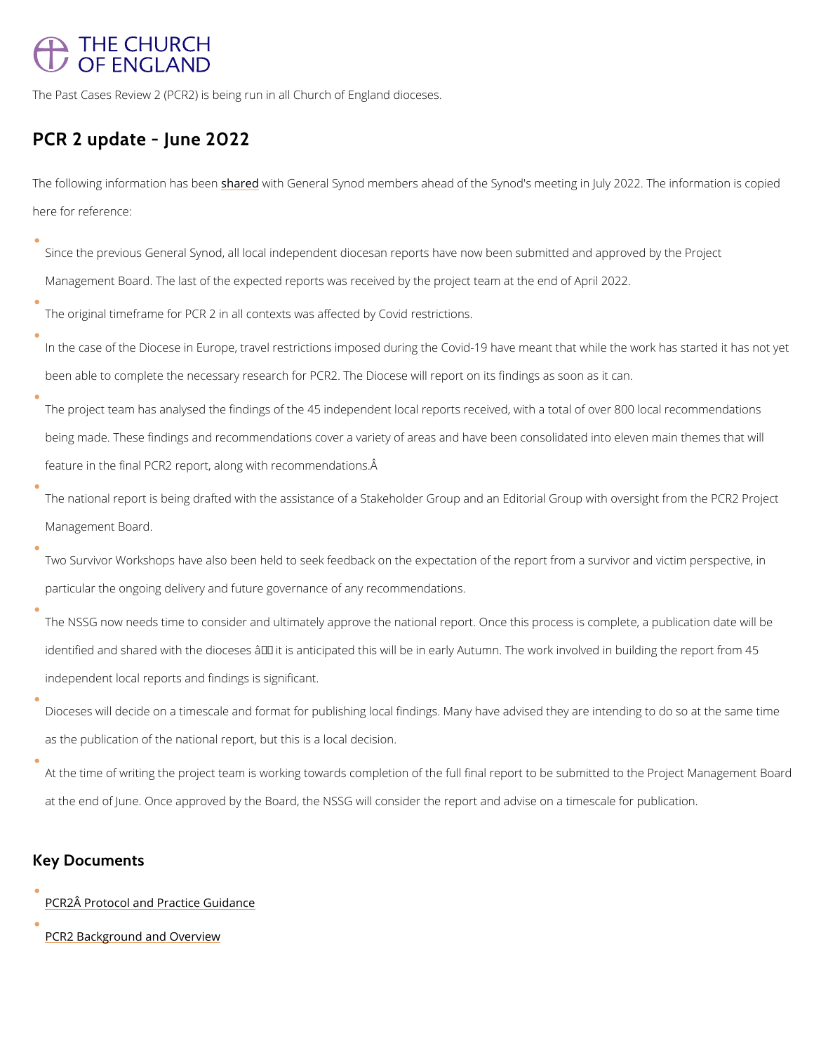THE CHURCH OF ENGLAND

The Past Cases Review 2 (PCR2) is being run in all Church of England dioceses.

## PCR 2 update - June 2022

The following information has been shared with General Synod members ahead of the Synod's meeting in July 2022. The information is copied here for reference:

- Since the previous General Synod, all local independent diocesan reports have now been submitted and approved by the Project Management Board. The last of the expected reports was received by the project team at the end of April 2022.
- The original timeframe for PCR 2 in all contexts was affected by Covid restrictions.
- In the case of the Diocese in Europe, travel restrictions imposed during the Covid-19 have meant that while the work has started it has not yet been able to complete the necessary research for PCR2. The Diocese will report on its findings as soon as it can.
- The project team has analysed the findings of the 45 independent local reports received, with a total of over 800 local recommendations being made. These findings and recommendations cover a variety of areas and have been consolidated into eleven main themes that will feature in the final PCR2 report, along with recommendations.Â
- The national report is being drafted with the assistance of a Stakeholder Group and an Editorial Group with oversight from the PCR2 Project Management Board.
- Two Survivor Workshops have also been held to seek feedback on the expectation of the report from a survivor and victim perspective, in particular the ongoing delivery and future governance of any recommendations.
- The NSSG now needs time to consider and ultimately approve the national report. Once this process is complete, a publication date will be identified and shared with the dioceses â it is anticipated this will be in early Autumn. The work involved in building the report from 45 independent local reports and findings is significant.
- Dioceses will decide on a timescale and format for publishing local findings. Many have advised they are intending to do so at the same time as the publication of the national report, but this is a local decision.
- At the time of writing the project team is working towards completion of the full final report to be submitted to the Project Management Board at the end of June. Once approved by the Board, the NSSG will consider the report and advise on a timescale for publication.

## Key Documents

- PCR2Â Protocol and Practice Guidance
- PCR2 Background and Overview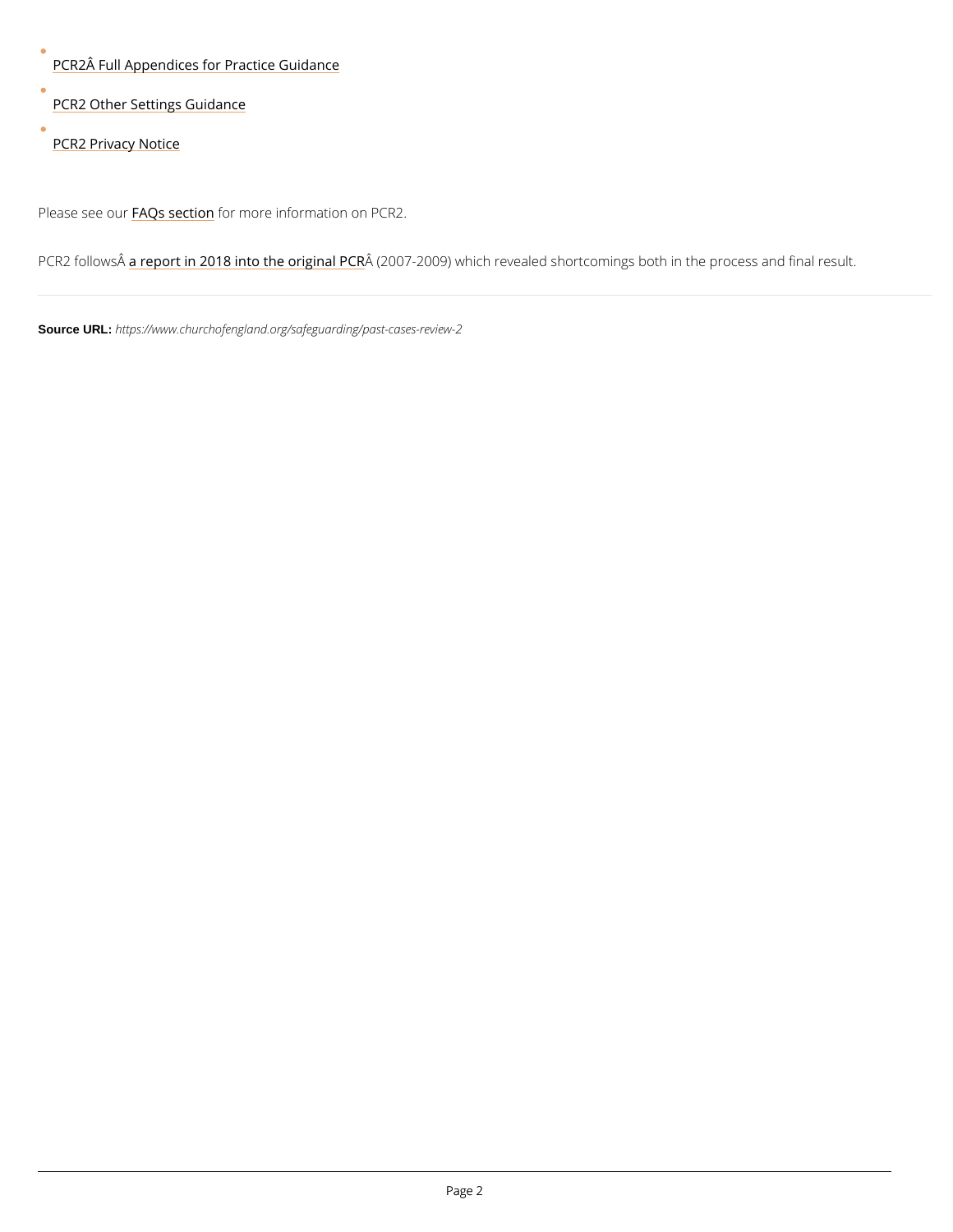- PCR2Â Full Appendices for Practice Guidance
- PCR2 Other Settings Guidance
- PCR2 Privacy Notice

Please see our FAQs section for more information on PCR2.

PCR2 followsÂ a report in 2018 into the original PCRÂ (2007-2009) which revealed shortcomings both in the process and final result.

---

**Source URL:** *https://www.churchofengland.org/safeguarding/past-cases-review-2*